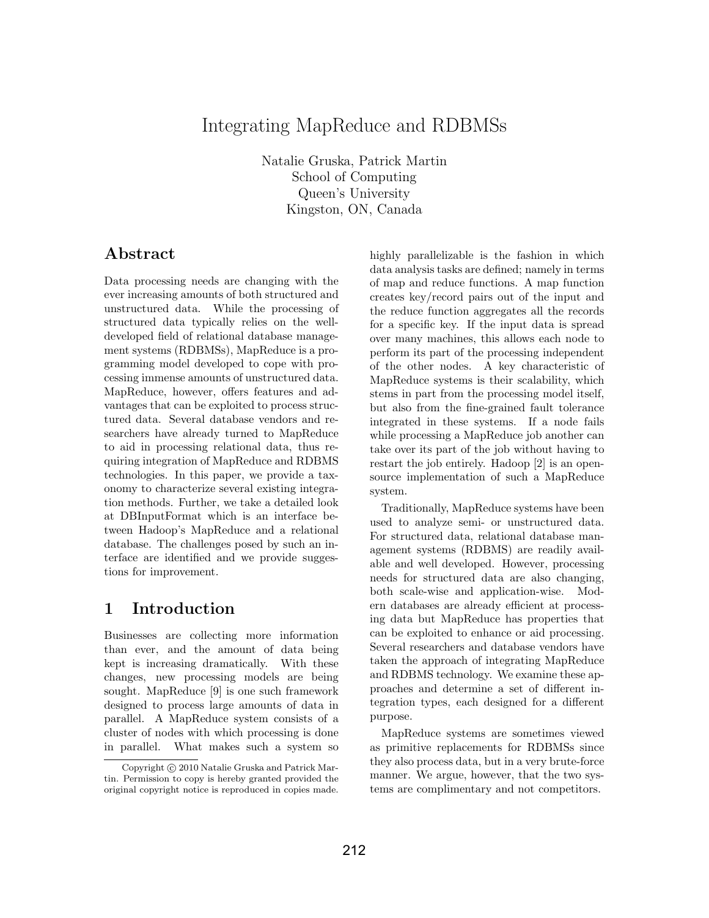# Integrating MapReduce and RDBMSs

Natalie Gruska, Patrick Martin
School of Computing
Queen's University
Kingston, ON, Canada

## Abstract

Data processing needs are changing with the ever increasing amounts of both structured and unstructured data. While the processing of structured data typically relies on the well-developed field of relational database management systems (RDBMSs), MapReduce is a programming model developed to cope with processing immense amounts of unstructured data. MapReduce, however, offers features and advantages that can be exploited to process structured data. Several database vendors and researchers have already turned to MapReduce to aid in processing relational data, thus requiring integration of MapReduce and RDBMS technologies. In this paper, we provide a taxonomy to characterize several existing integration methods. Further, we take a detailed look at DBInputFormat which is an interface between Hadoop's MapReduce and a relational database. The challenges posed by such an interface are identified and we provide suggestions for improvement.

## 1 Introduction

Businesses are collecting more information than ever, and the amount of data being kept is increasing dramatically. With these changes, new processing models are being sought. MapReduce [9] is one such framework designed to process large amounts of data in parallel. A MapReduce system consists of a cluster of nodes with which processing is done in parallel. What makes such a system so highly parallelizable is the fashion in which data analysis tasks are defined; namely in terms of map and reduce functions. A map function creates key/record pairs out of the input and the reduce function aggregates all the records for a specific key. If the input data is spread over many machines, this allows each node to perform its part of the processing independent of the other nodes. A key characteristic of MapReduce systems is their scalability, which stems in part from the processing model itself, but also from the fine-grained fault tolerance integrated in these systems. If a node fails while processing a MapReduce job another can take over its part of the job without having to restart the job entirely. Hadoop [2] is an open-source implementation of such a MapReduce system.

Traditionally, MapReduce systems have been used to analyze semi- or unstructured data. For structured data, relational database management systems (RDBMS) are readily available and well developed. However, processing needs for structured data are also changing, both scale-wise and application-wise. Modern databases are already efficient at processing data but MapReduce has properties that can be exploited to enhance or aid processing. Several researchers and database vendors have taken the approach of integrating MapReduce and RDBMS technology. We examine these approaches and determine a set of different integration types, each designed for a different purpose.

MapReduce systems are sometimes viewed as primitive replacements for RDBMSs since they also process data, but in a very brute-force manner. We argue, however, that the two systems are complimentary and not competitors.

Copyright © 2010 Natalie Gruska and Patrick Martin. Permission to copy is hereby granted provided the original copyright notice is reproduced in copies made.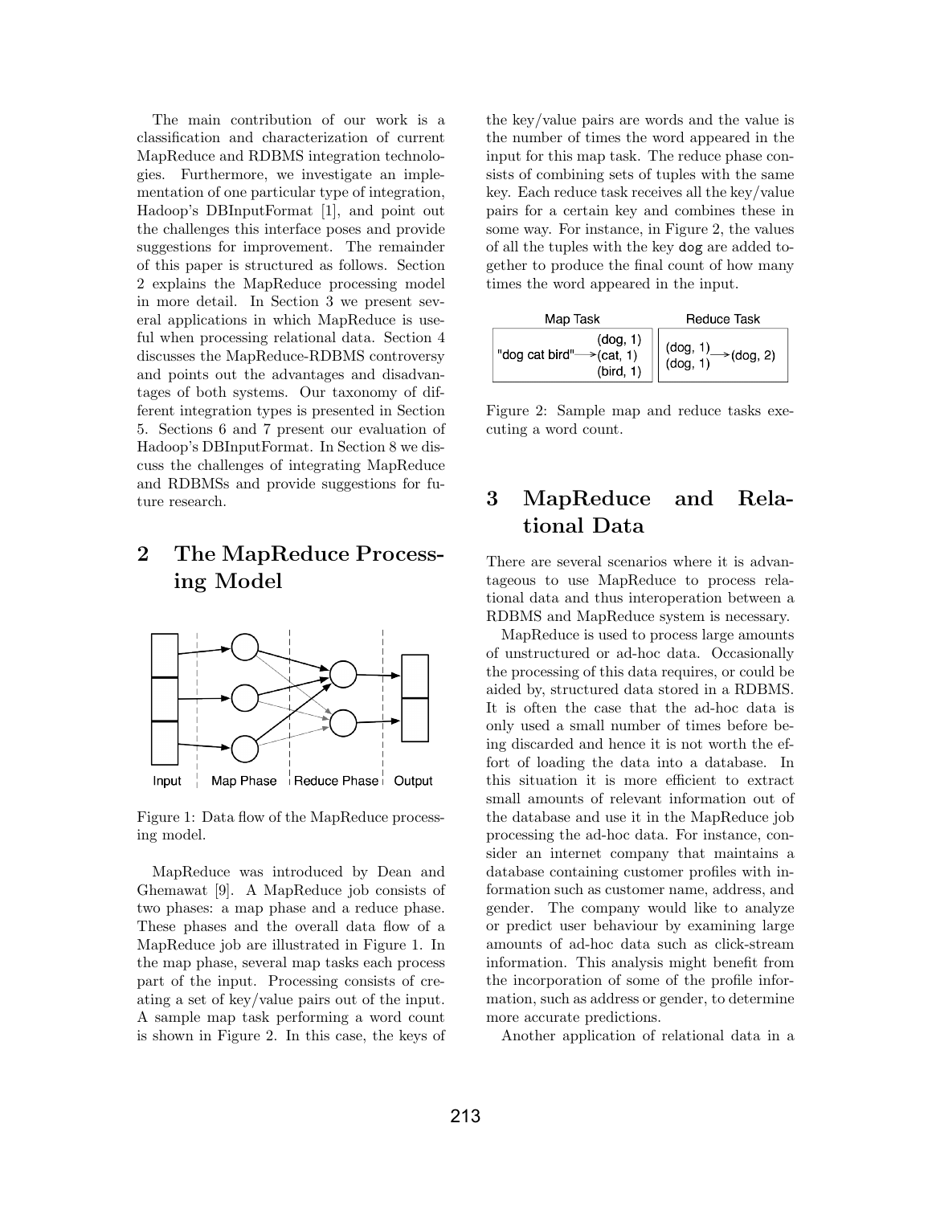The main contribution of our work is a classification and characterization of current MapReduce and RDBMS integration technologies. Furthermore, we investigate an implementation of one particular type of integration, Hadoop's DBInputFormat [1], and point out the challenges this interface poses and provide suggestions for improvement. The remainder of this paper is structured as follows. Section 2 explains the MapReduce processing model in more detail. In Section 3 we present several applications in which MapReduce is useful when processing relational data. Section 4 discusses the MapReduce-RDBMS controversy and points out the advantages and disadvantages of both systems. Our taxonomy of different integration types is presented in Section 5. Sections 6 and 7 present our evaluation of Hadoop's DBInputFormat. In Section 8 we discuss the challenges of integrating MapReduce and RDBMSs and provide suggestions for future research.

## 2 The MapReduce Processing Model

Figure 1: Data flow of the MapReduce processing model.

MapReduce was introduced by Dean and Ghemawat [9]. A MapReduce job consists of two phases: a map phase and a reduce phase. These phases and the overall data flow of a MapReduce job are illustrated in Figure 1. In the map phase, several map tasks each process part of the input. Processing consists of creating a set of key/value pairs out of the input. A sample map task performing a word count is shown in Figure 2. In this case, the keys of the key/value pairs are words and the value is the number of times the word appeared in the input for this map task. The reduce phase consists of combining sets of tuples with the same key. Each reduce task receives all the key/value pairs for a certain key and combines these in some way. For instance, in Figure 2, the values of all the tuples with the key `dog` are added together to produce the final count of how many times the word appeared in the input.

Figure 2: Sample map and reduce tasks executing a word count.

## 3 MapReduce and Relational Data

There are several scenarios where it is advantageous to use MapReduce to process relational data and thus interoperation between a RDBMS and MapReduce system is necessary.

MapReduce is used to process large amounts of unstructured or ad-hoc data. Occasionally the processing of this data requires, or could be aided by, structured data stored in a RDBMS. It is often the case that the ad-hoc data is only used a small number of times before being discarded and hence it is not worth the effort of loading the data into a database. In this situation it is more efficient to extract small amounts of relevant information out of the database and use it in the MapReduce job processing the ad-hoc data. For instance, consider an internet company that maintains a database containing customer profiles with information such as customer name, address, and gender. The company would like to analyze or predict user behaviour by examining large amounts of ad-hoc data such as click-stream information. This analysis might benefit from the incorporation of some of the profile information, such as address or gender, to determine more accurate predictions.

Another application of relational data in a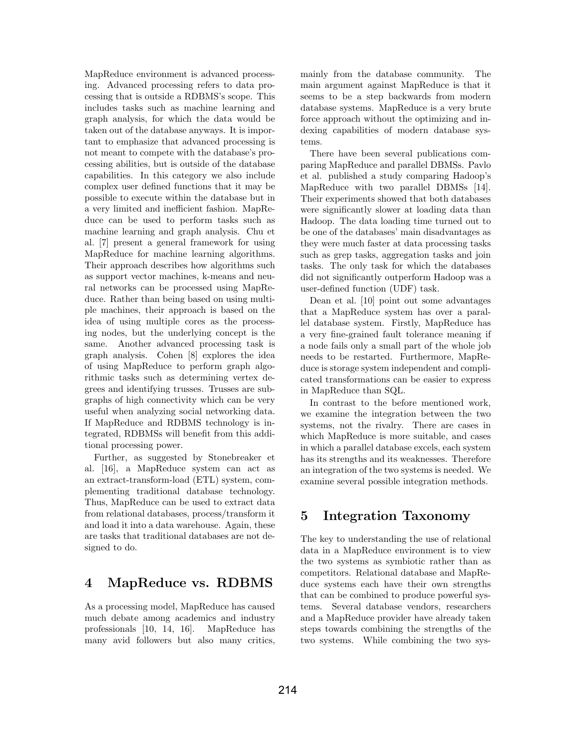MapReduce environment is advanced processing. Advanced processing refers to data processing that is outside a RDBMS's scope. This includes tasks such as machine learning and graph analysis, for which the data would be taken out of the database anyways. It is important to emphasize that advanced processing is not meant to compete with the database's processing abilities, but is outside of the database capabilities. In this category we also include complex user defined functions that it may be possible to execute within the database but in a very limited and inefficient fashion. MapReduce can be used to perform tasks such as machine learning and graph analysis. Chu et al. [7] present a general framework for using MapReduce for machine learning algorithms. Their approach describes how algorithms such as support vector machines, k-means and neural networks can be processed using MapReduce. Rather than being based on using multiple machines, their approach is based on the idea of using multiple cores as the processing nodes, but the underlying concept is the same. Another advanced processing task is graph analysis. Cohen [8] explores the idea of using MapReduce to perform graph algorithmic tasks such as determining vertex degrees and identifying trusses. Trusses are subgraphs of high connectivity which can be very useful when analyzing social networking data. If MapReduce and RDBMS technology is integrated, RDBMSs will benefit from this additional processing power.

Further, as suggested by Stonebreaker et al. [16], a MapReduce system can act as an extract-transform-load (ETL) system, complementing traditional database technology. Thus, MapReduce can be used to extract data from relational databases, process/transform it and load it into a data warehouse. Again, these are tasks that traditional databases are not designed to do.

# 4 MapReduce vs. RDBMS

As a processing model, MapReduce has caused much debate among academics and industry professionals [10, 14, 16]. MapReduce has many avid followers but also many critics, mainly from the database community. The main argument against MapReduce is that it seems to be a step backwards from modern database systems. MapReduce is a very brute force approach without the optimizing and indexing capabilities of modern database systems.

There have been several publications comparing MapReduce and parallel DBMSs. Pavlo et al. published a study comparing Hadoop's MapReduce with two parallel DBMSs [14]. Their experiments showed that both databases were significantly slower at loading data than Hadoop. The data loading time turned out to be one of the databases' main disadvantages as they were much faster at data processing tasks such as grep tasks, aggregation tasks and join tasks. The only task for which the databases did not significantly outperform Hadoop was a user-defined function (UDF) task.

Dean et al. [10] point out some advantages that a MapReduce system has over a parallel database system. Firstly, MapReduce has a very fine-grained fault tolerance meaning if a node fails only a small part of the whole job needs to be restarted. Furthermore, MapReduce is storage system independent and complicated transformations can be easier to express in MapReduce than SQL.

In contrast to the before mentioned work, we examine the integration between the two systems, not the rivalry. There are cases in which MapReduce is more suitable, and cases in which a parallel database excels, each system has its strengths and its weaknesses. Therefore an integration of the two systems is needed. We examine several possible integration methods.

# 5 Integration Taxonomy

The key to understanding the use of relational data in a MapReduce environment is to view the two systems as symbiotic rather than as competitors. Relational database and MapReduce systems each have their own strengths that can be combined to produce powerful systems. Several database vendors, researchers and a MapReduce provider have already taken steps towards combining the strengths of the two systems. While combining the two sys-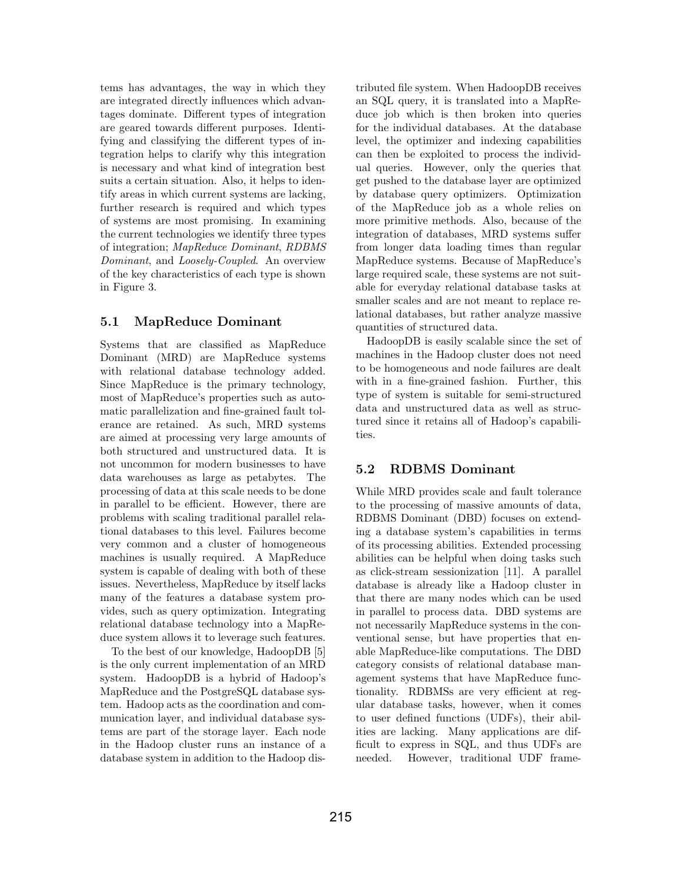tems has advantages, the way in which they are integrated directly influences which advantages dominate. Different types of integration are geared towards different purposes. Identifying and classifying the different types of integration helps to clarify why this integration is necessary and what kind of integration best suits a certain situation. Also, it helps to identify areas in which current systems are lacking, further research is required and which types of systems are most promising. In examining the current technologies we identify three types of integration; *MapReduce Dominant*, *RDBMS Dominant*, and *Loosely-Coupled*. An overview of the key characteristics of each type is shown in Figure 3.

## 5.1 MapReduce Dominant

Systems that are classified as MapReduce Dominant (MRD) are MapReduce systems with relational database technology added. Since MapReduce is the primary technology, most of MapReduce's properties such as automatic parallelization and fine-grained fault tolerance are retained. As such, MRD systems are aimed at processing very large amounts of both structured and unstructured data. It is not uncommon for modern businesses to have data warehouses as large as petabytes. The processing of data at this scale needs to be done in parallel to be efficient. However, there are problems with scaling traditional parallel relational databases to this level. Failures become very common and a cluster of homogeneous machines is usually required. A MapReduce system is capable of dealing with both of these issues. Nevertheless, MapReduce by itself lacks many of the features a database system provides, such as query optimization. Integrating relational database technology into a MapReduce system allows it to leverage such features.

To the best of our knowledge, HadoopDB [5] is the only current implementation of an MRD system. HadoopDB is a hybrid of Hadoop's MapReduce and the PostgreSQL database system. Hadoop acts as the coordination and communication layer, and individual database systems are part of the storage layer. Each node in the Hadoop cluster runs an instance of a database system in addition to the Hadoop distributed file system. When HadoopDB receives an SQL query, it is translated into a MapReduce job which is then broken into queries for the individual databases. At the database level, the optimizer and indexing capabilities can then be exploited to process the individual queries. However, only the queries that get pushed to the database layer are optimized by database query optimizers. Optimization of the MapReduce job as a whole relies on more primitive methods. Also, because of the integration of databases, MRD systems suffer from longer data loading times than regular MapReduce systems. Because of MapReduce's large required scale, these systems are not suitable for everyday relational database tasks at smaller scales and are not meant to replace relational databases, but rather analyze massive quantities of structured data.

HadoopDB is easily scalable since the set of machines in the Hadoop cluster does not need to be homogeneous and node failures are dealt with in a fine-grained fashion. Further, this type of system is suitable for semi-structured data and unstructured data as well as structured since it retains all of Hadoop's capabilities.

## 5.2 RDBMS Dominant

While MRD provides scale and fault tolerance to the processing of massive amounts of data, RDBMS Dominant (DBD) focuses on extending a database system's capabilities in terms of its processing abilities. Extended processing abilities can be helpful when doing tasks such as click-stream sessionization [11]. A parallel database is already like a Hadoop cluster in that there are many nodes which can be used in parallel to process data. DBD systems are not necessarily MapReduce systems in the conventional sense, but have properties that enable MapReduce-like computations. The DBD category consists of relational database management systems that have MapReduce functionality. RDBMSs are very efficient at regular database tasks, however, when it comes to user defined functions (UDFs), their abilities are lacking. Many applications are difficult to express in SQL, and thus UDFs are needed. However, traditional UDF frame-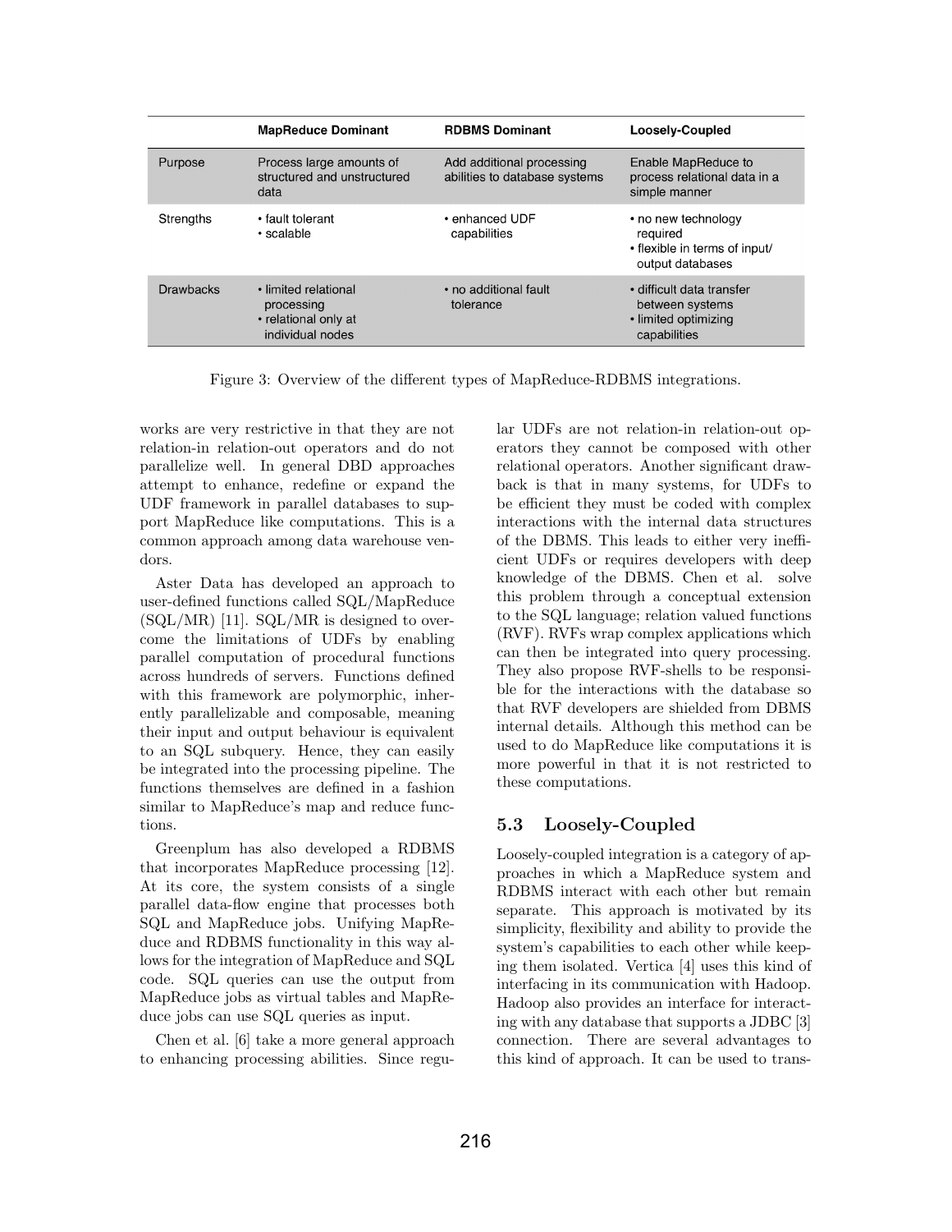| | MapReduce Dominant | RDBMS Dominant | Loosely-Coupled |
|---|---|---|---|
| Purpose | Process large amounts of structured and unstructured data | Add additional processing abilities to database systems | Enable MapReduce to process relational data in a simple manner |
| Strengths | • fault tolerant<br>• scalable | • enhanced UDF capabilities | • no new technology required<br>• flexible in terms of input/ output databases |
| Drawbacks | • limited relational processing<br>• relational only at individual nodes | • no additional fault tolerance | • difficult data transfer between systems<br>• limited optimizing capabilities |

Figure 3: Overview of the different types of MapReduce-RDBMS integrations.

works are very restrictive in that they are not relation-in relation-out operators and do not parallelize well. In general DBD approaches attempt to enhance, redefine or expand the UDF framework in parallel databases to support MapReduce like computations. This is a common approach among data warehouse vendors.

Aster Data has developed an approach to user-defined functions called SQL/MapReduce (SQL/MR) [11]. SQL/MR is designed to overcome the limitations of UDFs by enabling parallel computation of procedural functions across hundreds of servers. Functions defined with this framework are polymorphic, inherently parallelizable and composable, meaning their input and output behaviour is equivalent to an SQL subquery. Hence, they can easily be integrated into the processing pipeline. The functions themselves are defined in a fashion similar to MapReduce's map and reduce functions.

Greenplum has also developed a RDBMS that incorporates MapReduce processing [12]. At its core, the system consists of a single parallel data-flow engine that processes both SQL and MapReduce jobs. Unifying MapReduce and RDBMS functionality in this way allows for the integration of MapReduce and SQL code. SQL queries can use the output from MapReduce jobs as virtual tables and MapReduce jobs can use SQL queries as input.

Chen et al. [6] take a more general approach to enhancing processing abilities. Since regular UDFs are not relation-in relation-out operators they cannot be composed with other relational operators. Another significant drawback is that in many systems, for UDFs to be efficient they must be coded with complex interactions with the internal data structures of the DBMS. This leads to either very inefficient UDFs or requires developers with deep knowledge of the DBMS. Chen et al. solve this problem through a conceptual extension to the SQL language; relation valued functions (RVF). RVFs wrap complex applications which can then be integrated into query processing. They also propose RVF-shells to be responsible for the interactions with the database so that RVF developers are shielded from DBMS internal details. Although this method can be used to do MapReduce like computations it is more powerful in that it is not restricted to these computations.

### 5.3 Loosely-Coupled

Loosely-coupled integration is a category of approaches in which a MapReduce system and RDBMS interact with each other but remain separate. This approach is motivated by its simplicity, flexibility and ability to provide the system's capabilities to each other while keeping them isolated. Vertica [4] uses this kind of interfacing in its communication with Hadoop. Hadoop also provides an interface for interacting with any database that supports a JDBC [3] connection. There are several advantages to this kind of approach. It can be used to trans-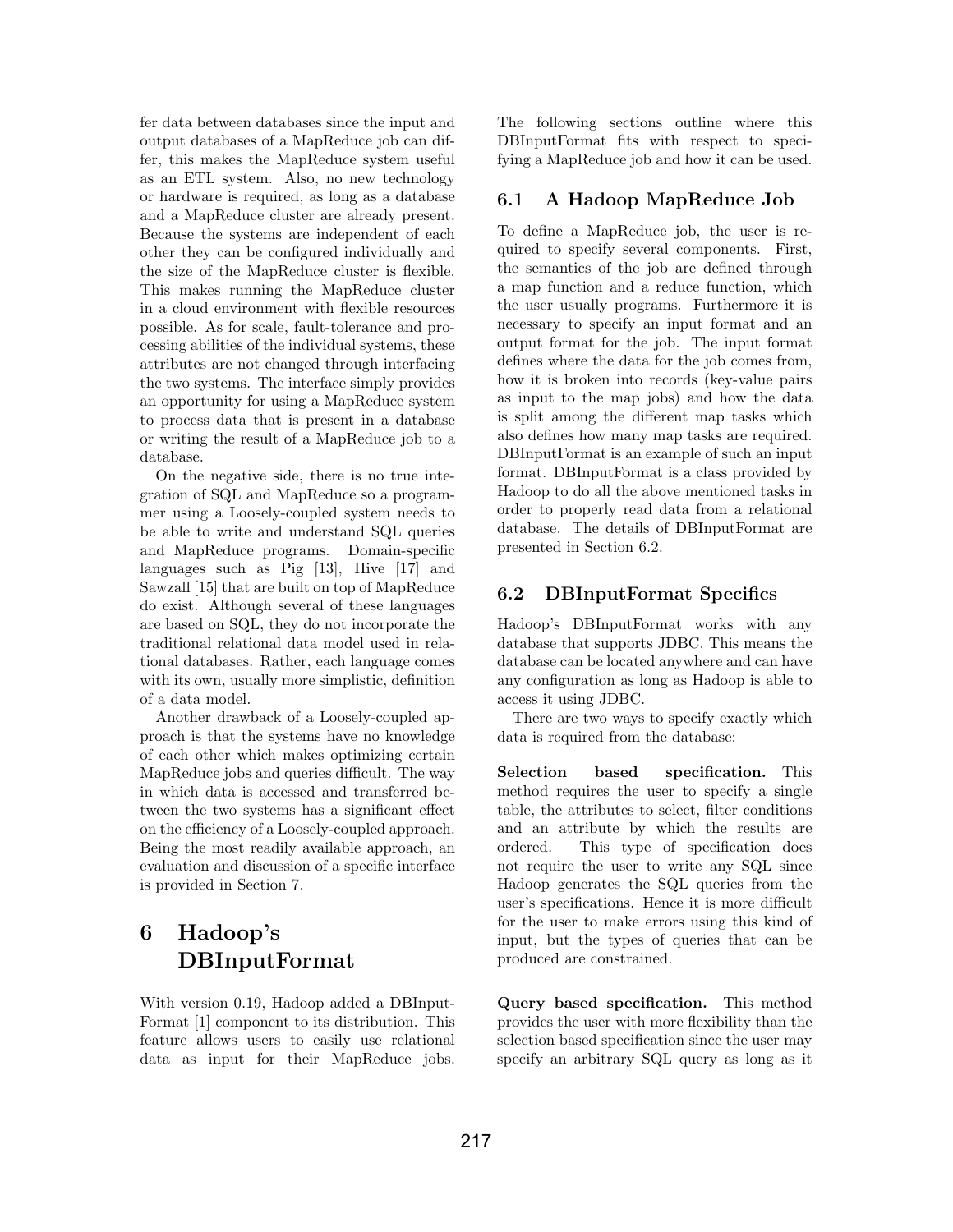fer data between databases since the input and output databases of a MapReduce job can differ, this makes the MapReduce system useful as an ETL system. Also, no new technology or hardware is required, as long as a database and a MapReduce cluster are already present. Because the systems are independent of each other they can be configured individually and the size of the MapReduce cluster is flexible. This makes running the MapReduce cluster in a cloud environment with flexible resources possible. As for scale, fault-tolerance and processing abilities of the individual systems, these attributes are not changed through interfacing the two systems. The interface simply provides an opportunity for using a MapReduce system to process data that is present in a database or writing the result of a MapReduce job to a database.

On the negative side, there is no true integration of SQL and MapReduce so a programmer using a Loosely-coupled system needs to be able to write and understand SQL queries and MapReduce programs. Domain-specific languages such as Pig [13], Hive [17] and Sawzall [15] that are built on top of MapReduce do exist. Although several of these languages are based on SQL, they do not incorporate the traditional relational data model used in relational databases. Rather, each language comes with its own, usually more simplistic, definition of a data model.

Another drawback of a Loosely-coupled approach is that the systems have no knowledge of each other which makes optimizing certain MapReduce jobs and queries difficult. The way in which data is accessed and transferred between the two systems has a significant effect on the efficiency of a Loosely-coupled approach. Being the most readily available approach, an evaluation and discussion of a specific interface is provided in Section 7.

# 6 Hadoop's DBInputFormat

With version 0.19, Hadoop added a DBInputFormat [1] component to its distribution. This feature allows users to easily use relational data as input for their MapReduce jobs. The following sections outline where this DBInputFormat fits with respect to specifying a MapReduce job and how it can be used.

## 6.1 A Hadoop MapReduce Job

To define a MapReduce job, the user is required to specify several components. First, the semantics of the job are defined through a map function and a reduce function, which the user usually programs. Furthermore it is necessary to specify an input format and an output format for the job. The input format defines where the data for the job comes from, how it is broken into records (key-value pairs as input to the map jobs) and how the data is split among the different map tasks which also defines how many map tasks are required. DBInputFormat is an example of such an input format. DBInputFormat is a class provided by Hadoop to do all the above mentioned tasks in order to properly read data from a relational database. The details of DBInputFormat are presented in Section 6.2.

## 6.2 DBInputFormat Specifics

Hadoop's DBInputFormat works with any database that supports JDBC. This means the database can be located anywhere and can have any configuration as long as Hadoop is able to access it using JDBC.

There are two ways to specify exactly which data is required from the database:

**Selection based specification.** This method requires the user to specify a single table, the attributes to select, filter conditions and an attribute by which the results are ordered. This type of specification does not require the user to write any SQL since Hadoop generates the SQL queries from the user's specifications. Hence it is more difficult for the user to make errors using this kind of input, but the types of queries that can be produced are constrained.

**Query based specification.** This method provides the user with more flexibility than the selection based specification since the user may specify an arbitrary SQL query as long as it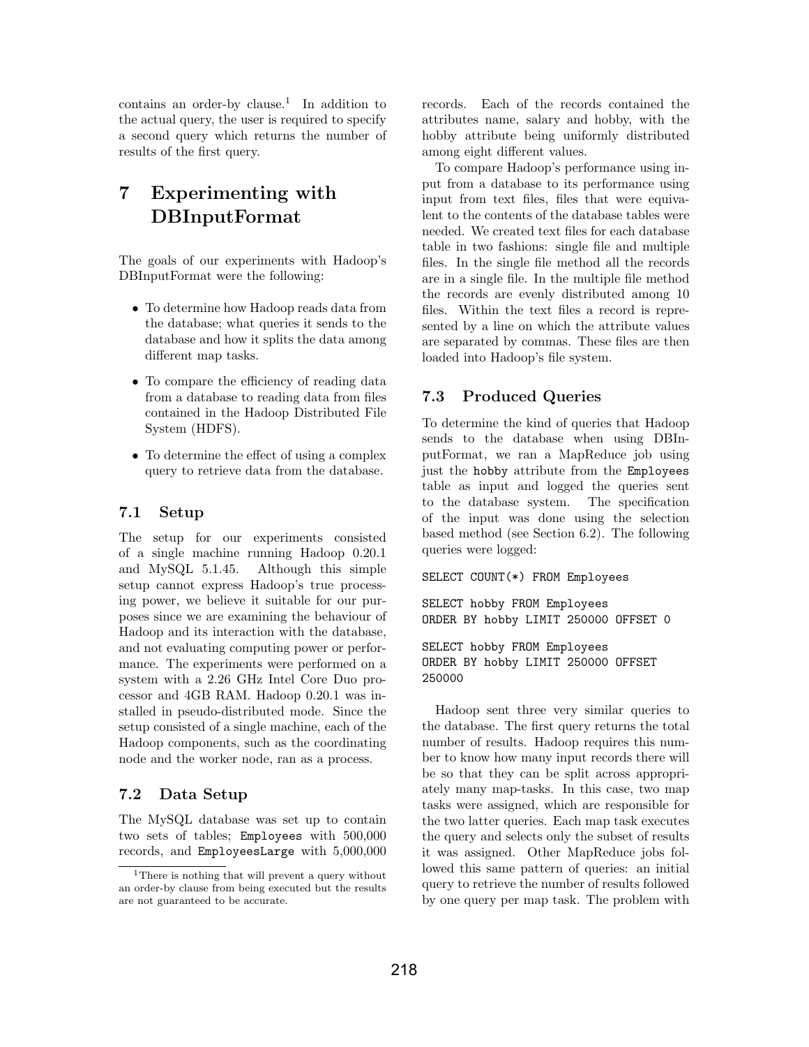contains an order-by clause.[1] In addition to the actual query, the user is required to specify a second query which returns the number of results of the first query.

# 7 Experimenting with DBInputFormat

The goals of our experiments with Hadoop's DBInputFormat were the following:

- To determine how Hadoop reads data from the database; what queries it sends to the database and how it splits the data among different map tasks.
- To compare the efficiency of reading data from a database to reading data from files contained in the Hadoop Distributed File System (HDFS).
- To determine the effect of using a complex query to retrieve data from the database.

## 7.1 Setup

The setup for our experiments consisted of a single machine running Hadoop 0.20.1 and MySQL 5.1.45. Although this simple setup cannot express Hadoop's true processing power, we believe it suitable for our purposes since we are examining the behaviour of Hadoop and its interaction with the database, and not evaluating computing power or performance. The experiments were performed on a system with a 2.26 GHz Intel Core Duo processor and 4GB RAM. Hadoop 0.20.1 was installed in pseudo-distributed mode. Since the setup consisted of a single machine, each of the Hadoop components, such as the coordinating node and the worker node, ran as a process.

## 7.2 Data Setup

The MySQL database was set up to contain two sets of tables; `Employees` with 500,000 records, and `EmployeesLarge` with 5,000,000 records. Each of the records contained the attributes name, salary and hobby, with the hobby attribute being uniformly distributed among eight different values.

To compare Hadoop's performance using input from a database to its performance using input from text files, files that were equivalent to the contents of the database tables were needed. We created text files for each database table in two fashions: single file and multiple files. In the single file method all the records are in a single file. In the multiple file method the records are evenly distributed among 10 files. Within the text files a record is represented by a line on which the attribute values are separated by commas. These files are then loaded into Hadoop's file system.

## 7.3 Produced Queries

To determine the kind of queries that Hadoop sends to the database when using DBInputFormat, we ran a MapReduce job using just the `hobby` attribute from the `Employees` table as input and logged the queries sent to the database system. The specification of the input was done using the selection based method (see Section 6.2). The following queries were logged:

```
SELECT COUNT(*) FROM Employees

SELECT hobby FROM Employees
ORDER BY hobby LIMIT 250000 OFFSET 0

SELECT hobby FROM Employees
ORDER BY hobby LIMIT 250000 OFFSET
250000
```

Hadoop sent three very similar queries to the database. The first query returns the total number of results. Hadoop requires this number to know how many input records there will be so that they can be split across appropriately many map-tasks. In this case, two map tasks were assigned, which are responsible for the two latter queries. Each map task executes the query and selects only the subset of results it was assigned. Other MapReduce jobs followed this same pattern of queries: an initial query to retrieve the number of results followed by one query per map task. The problem with

[1] There is nothing that will prevent a query without an order-by clause from being executed but the results are not guaranteed to be accurate.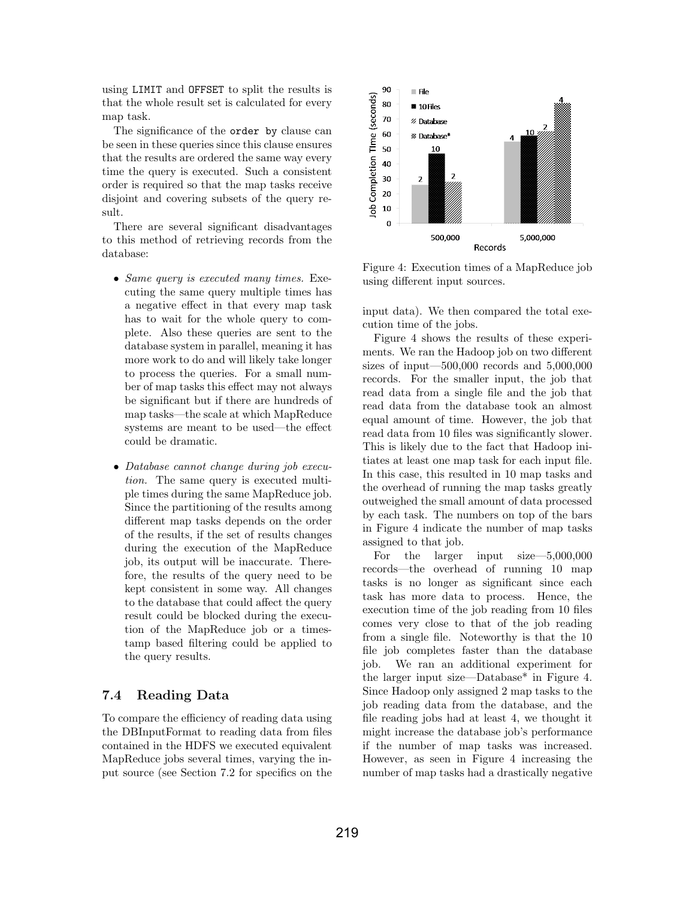using LIMIT and OFFSET to split the results is that the whole result set is calculated for every map task.

The significance of the order by clause can be seen in these queries since this clause ensures that the results are ordered the same way every time the query is executed. Such a consistent order is required so that the map tasks receive disjoint and covering subsets of the query result.

There are several significant disadvantages to this method of retrieving records from the database:

- *Same query is executed many times.* Executing the same query multiple times has a negative effect in that every map task has to wait for the whole query to complete. Also these queries are sent to the database system in parallel, meaning it has more work to do and will likely take longer to process the queries. For a small number of map tasks this effect may not always be significant but if there are hundreds of map tasks—the scale at which MapReduce systems are meant to be used—the effect could be dramatic.

- *Database cannot change during job execution.* The same query is executed multiple times during the same MapReduce job. Since the partitioning of the results among different map tasks depends on the order of the results, if the set of results changes during the execution of the MapReduce job, its output will be inaccurate. Therefore, the results of the query need to be kept consistent in some way. All changes to the database that could affect the query result could be blocked during the execution of the MapReduce job or a timestamp based filtering could be applied to the query results.

### 7.4 Reading Data

To compare the efficiency of reading data using the DBInputFormat to reading data from files contained in the HDFS we executed equivalent MapReduce jobs several times, varying the input source (see Section 7.2 for specifics on the input data). We then compared the total execution time of the jobs.

Figure 4: Execution times of a MapReduce job using different input sources.

Figure 4 shows the results of these experiments. We ran the Hadoop job on two different sizes of input—500,000 records and 5,000,000 records. For the smaller input, the job that read data from a single file and the job that read data from the database took an almost equal amount of time. However, the job that read data from 10 files was significantly slower. This is likely due to the fact that Hadoop initiates at least one map task for each input file. In this case, this resulted in 10 map tasks and the overhead of running the map tasks greatly outweighed the small amount of data processed by each task. The numbers on top of the bars in Figure 4 indicate the number of map tasks assigned to that job.

For the larger input size—5,000,000 records—the overhead of running 10 map tasks is no longer as significant since each task has more data to process. Hence, the execution time of the job reading from 10 files comes very close to that of the job reading from a single file. Noteworthy is that the 10 file job completes faster than the database job. We ran an additional experiment for the larger input size—Database* in Figure 4. Since Hadoop only assigned 2 map tasks to the job reading data from the database, and the file reading jobs had at least 4, we thought it might increase the database job's performance if the number of map tasks was increased. However, as seen in Figure 4 increasing the number of map tasks had a drastically negative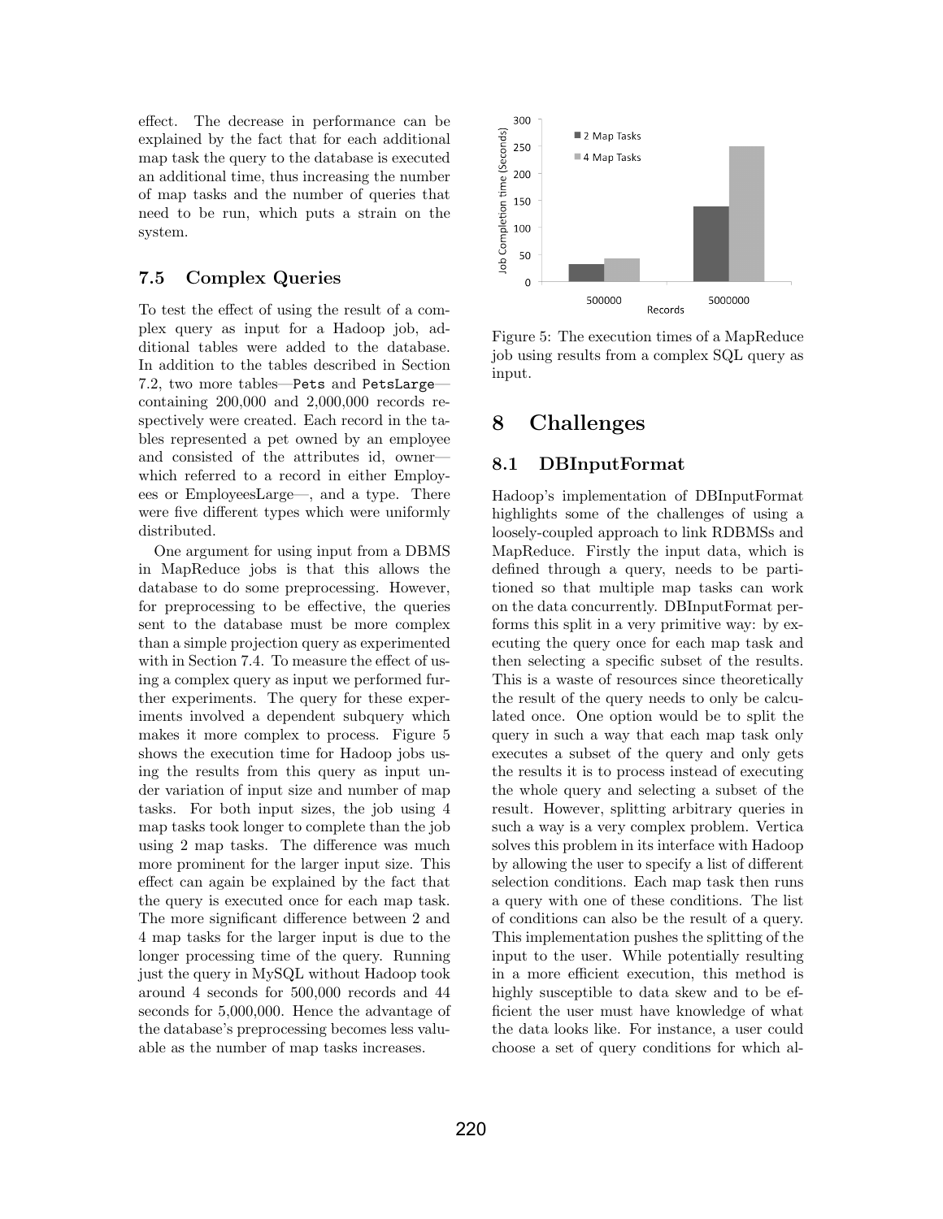effect. The decrease in performance can be explained by the fact that for each additional map task the query to the database is executed an additional time, thus increasing the number of map tasks and the number of queries that need to be run, which puts a strain on the system.

### 7.5 Complex Queries

To test the effect of using the result of a complex query as input for a Hadoop job, additional tables were added to the database. In addition to the tables described in Section 7.2, two more tables—Pets and PetsLarge—containing 200,000 and 2,000,000 records respectively were created. Each record in the tables represented a pet owned by an employee and consisted of the attributes id, owner—which referred to a record in either Employees or EmployeesLarge—, and a type. There were five different types which were uniformly distributed.

One argument for using input from a DBMS in MapReduce jobs is that this allows the database to do some preprocessing. However, for preprocessing to be effective, the queries sent to the database must be more complex than a simple projection query as experimented with in Section 7.4. To measure the effect of using a complex query as input we performed further experiments. The query for these experiments involved a dependent subquery which makes it more complex to process. Figure 5 shows the execution time for Hadoop jobs using the results from this query as input under variation of input size and number of map tasks. For both input sizes, the job using 4 map tasks took longer to complete than the job using 2 map tasks. The difference was much more prominent for the larger input size. This effect can again be explained by the fact that the query is executed once for each map task. The more significant difference between 2 and 4 map tasks for the larger input is due to the longer processing time of the query. Running just the query in MySQL without Hadoop took around 4 seconds for 500,000 records and 44 seconds for 5,000,000. Hence the advantage of the database's preprocessing becomes less valuable as the number of map tasks increases.

Job Completion time (Seconds)
300
250
200
150
100
50
0
2 Map Tasks
4 Map Tasks
500000
5000000
Records

Figure 5: The execution times of a MapReduce job using results from a complex SQL query as input.

## 8 Challenges

### 8.1 DBInputFormat

Hadoop's implementation of DBInputFormat highlights some of the challenges of using a loosely-coupled approach to link RDBMSs and MapReduce. Firstly the input data, which is defined through a query, needs to be partitioned so that multiple map tasks can work on the data concurrently. DBInputFormat performs this split in a very primitive way: by executing the query once for each map task and then selecting a specific subset of the results. This is a waste of resources since theoretically the result of the query needs to only be calculated once. One option would be to split the query in such a way that each map task only executes a subset of the query and only gets the results it is to process instead of executing the whole query and selecting a subset of the result. However, splitting arbitrary queries in such a way is a very complex problem. Vertica solves this problem in its interface with Hadoop by allowing the user to specify a list of different selection conditions. Each map task then runs a query with one of these conditions. The list of conditions can also be the result of a query. This implementation pushes the splitting of the input to the user. While potentially resulting in a more efficient execution, this method is highly susceptible to data skew and to be efficient the user must have knowledge of what the data looks like. For instance, a user could choose a set of query conditions for which al-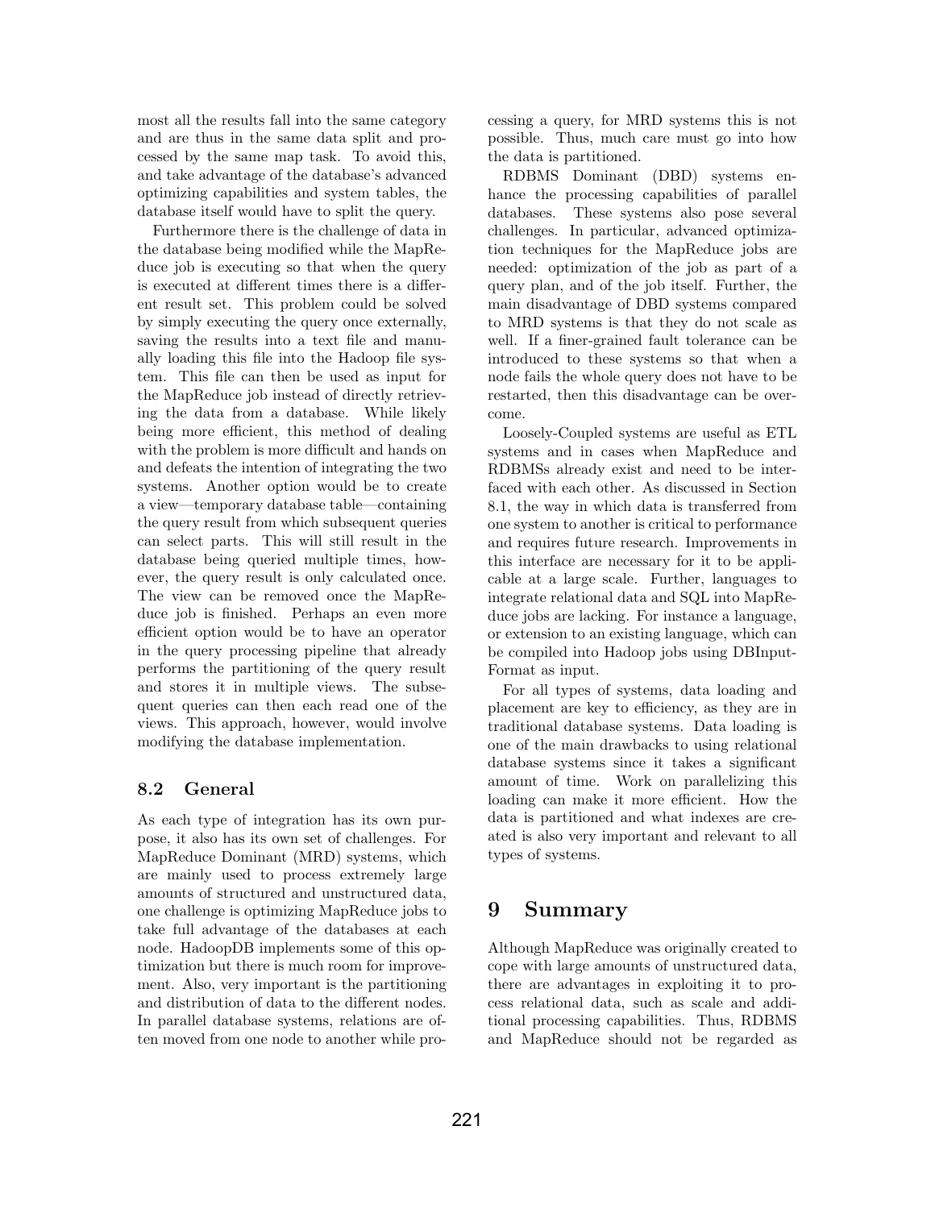most all the results fall into the same category and are thus in the same data split and processed by the same map task. To avoid this, and take advantage of the database's advanced optimizing capabilities and system tables, the database itself would have to split the query.

Furthermore there is the challenge of data in the database being modified while the MapReduce job is executing so that when the query is executed at different times there is a different result set. This problem could be solved by simply executing the query once externally, saving the results into a text file and manually loading this file into the Hadoop file system. This file can then be used as input for the MapReduce job instead of directly retrieving the data from a database. While likely being more efficient, this method of dealing with the problem is more difficult and hands on and defeats the intention of integrating the two systems. Another option would be to create a view—temporary database table—containing the query result from which subsequent queries can select parts. This will still result in the database being queried multiple times, however, the query result is only calculated once. The view can be removed once the MapReduce job is finished. Perhaps an even more efficient option would be to have an operator in the query processing pipeline that already performs the partitioning of the query result and stores it in multiple views. The subsequent queries can then each read one of the views. This approach, however, would involve modifying the database implementation.

### 8.2 General

As each type of integration has its own purpose, it also has its own set of challenges. For MapReduce Dominant (MRD) systems, which are mainly used to process extremely large amounts of structured and unstructured data, one challenge is optimizing MapReduce jobs to take full advantage of the databases at each node. HadoopDB implements some of this optimization but there is much room for improvement. Also, very important is the partitioning and distribution of data to the different nodes. In parallel database systems, relations are often moved from one node to another while processing a query, for MRD systems this is not possible. Thus, much care must go into how the data is partitioned.

RDBMS Dominant (DBD) systems enhance the processing capabilities of parallel databases. These systems also pose several challenges. In particular, advanced optimization techniques for the MapReduce jobs are needed: optimization of the job as part of a query plan, and of the job itself. Further, the main disadvantage of DBD systems compared to MRD systems is that they do not scale as well. If a finer-grained fault tolerance can be introduced to these systems so that when a node fails the whole query does not have to be restarted, then this disadvantage can be overcome.

Loosely-Coupled systems are useful as ETL systems and in cases when MapReduce and RDBMSs already exist and need to be interfaced with each other. As discussed in Section 8.1, the way in which data is transferred from one system to another is critical to performance and requires future research. Improvements in this interface are necessary for it to be applicable at a large scale. Further, languages to integrate relational data and SQL into MapReduce jobs are lacking. For instance a language, or extension to an existing language, which can be compiled into Hadoop jobs using DBInputFormat as input.

For all types of systems, data loading and placement are key to efficiency, as they are in traditional database systems. Data loading is one of the main drawbacks to using relational database systems since it takes a significant amount of time. Work on parallelizing this loading can make it more efficient. How the data is partitioned and what indexes are created is also very important and relevant to all types of systems.

## 9 Summary

Although MapReduce was originally created to cope with large amounts of unstructured data, there are advantages in exploiting it to process relational data, such as scale and additional processing capabilities. Thus, RDBMS and MapReduce should not be regarded as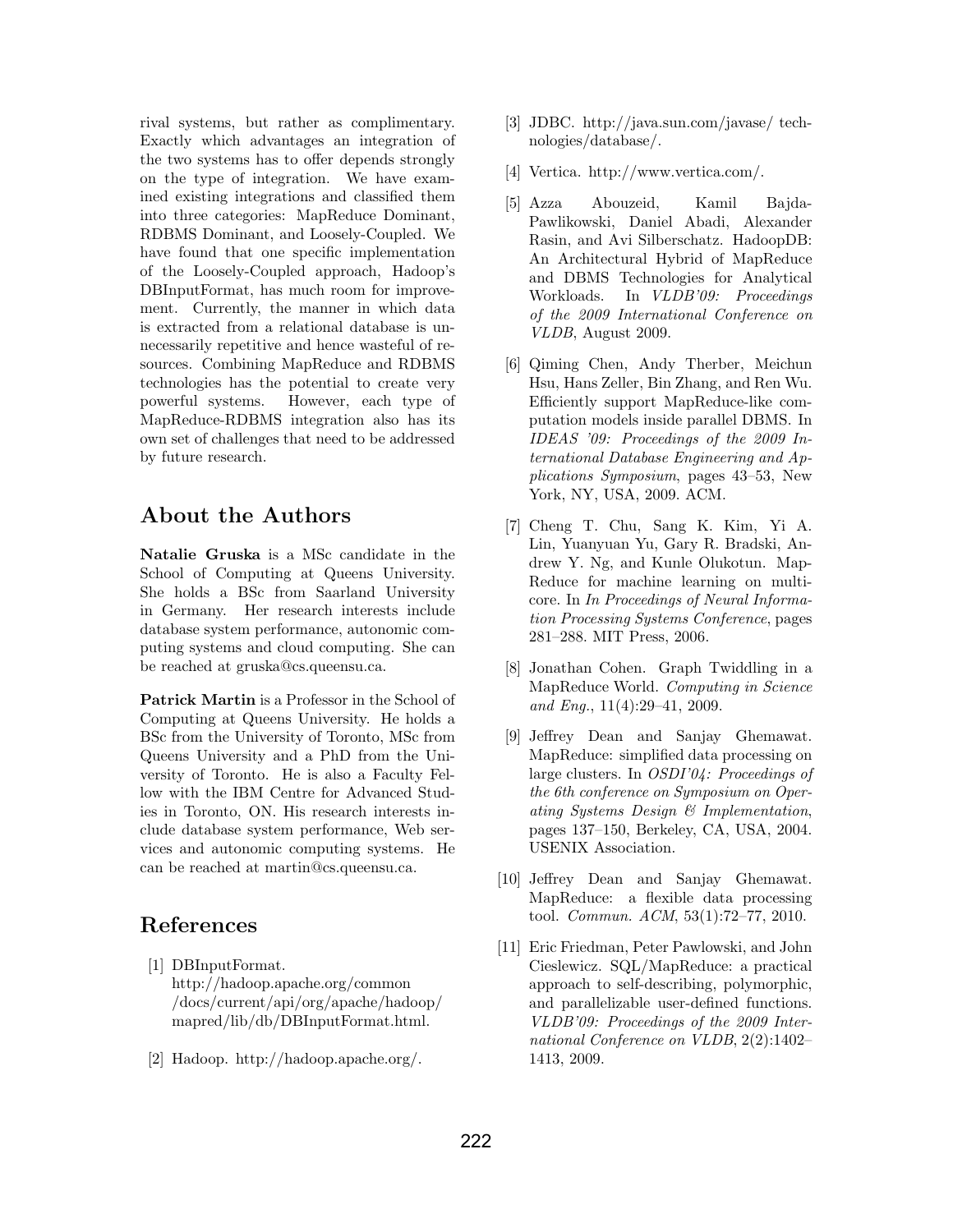rival systems, but rather as complimentary. Exactly which advantages an integration of the two systems has to offer depends strongly on the type of integration. We have examined existing integrations and classified them into three categories: MapReduce Dominant, RDBMS Dominant, and Loosely-Coupled. We have found that one specific implementation of the Loosely-Coupled approach, Hadoop's DBInputFormat, has much room for improvement. Currently, the manner in which data is extracted from a relational database is unnecessarily repetitive and hence wasteful of resources. Combining MapReduce and RDBMS technologies has the potential to create very powerful systems. However, each type of MapReduce-RDBMS integration also has its own set of challenges that need to be addressed by future research.

## About the Authors

**Natalie Gruska** is a MSc candidate in the School of Computing at Queens University. She holds a BSc from Saarland University in Germany. Her research interests include database system performance, autonomic computing systems and cloud computing. She can be reached at gruska@cs.queensu.ca.

**Patrick Martin** is a Professor in the School of Computing at Queens University. He holds a BSc from the University of Toronto, MSc from Queens University and a PhD from the University of Toronto. He is also a Faculty Fellow with the IBM Centre for Advanced Studies in Toronto, ON. His research interests include database system performance, Web services and autonomic computing systems. He can be reached at martin@cs.queensu.ca.

## References

[1] DBInputFormat. http://hadoop.apache.org/common /docs/current/api/org/apache/hadoop/ mapred/lib/db/DBInputFormat.html.

[2] Hadoop. http://hadoop.apache.org/.

[3] JDBC. http://java.sun.com/javase/ technologies/database/.

[4] Vertica. http://www.vertica.com/.

[5] Azza Abouzeid, Kamil Bajda-Pawlikowski, Daniel Abadi, Alexander Rasin, and Avi Silberschatz. HadoopDB: An Architectural Hybrid of MapReduce and DBMS Technologies for Analytical Workloads. In *VLDB'09: Proceedings of the 2009 International Conference on VLDB*, August 2009.

[6] Qiming Chen, Andy Therber, Meichun Hsu, Hans Zeller, Bin Zhang, and Ren Wu. Efficiently support MapReduce-like computation models inside parallel DBMS. In *IDEAS '09: Proceedings of the 2009 International Database Engineering and Applications Symposium*, pages 43–53, New York, NY, USA, 2009. ACM.

[7] Cheng T. Chu, Sang K. Kim, Yi A. Lin, Yuanyuan Yu, Gary R. Bradski, Andrew Y. Ng, and Kunle Olukotun. Map-Reduce for machine learning on multicore. In *In Proceedings of Neural Information Processing Systems Conference*, pages 281–288. MIT Press, 2006.

[8] Jonathan Cohen. Graph Twiddling in a MapReduce World. *Computing in Science and Eng.*, 11(4):29–41, 2009.

[9] Jeffrey Dean and Sanjay Ghemawat. MapReduce: simplified data processing on large clusters. In *OSDI'04: Proceedings of the 6th conference on Symposium on Operating Systems Design & Implementation*, pages 137–150, Berkeley, CA, USA, 2004. USENIX Association.

[10] Jeffrey Dean and Sanjay Ghemawat. MapReduce: a flexible data processing tool. *Commun. ACM*, 53(1):72–77, 2010.

[11] Eric Friedman, Peter Pawlowski, and John Cieslewicz. SQL/MapReduce: a practical approach to self-describing, polymorphic, and parallelizable user-defined functions. *VLDB'09: Proceedings of the 2009 International Conference on VLDB*, 2(2):1402–1413, 2009.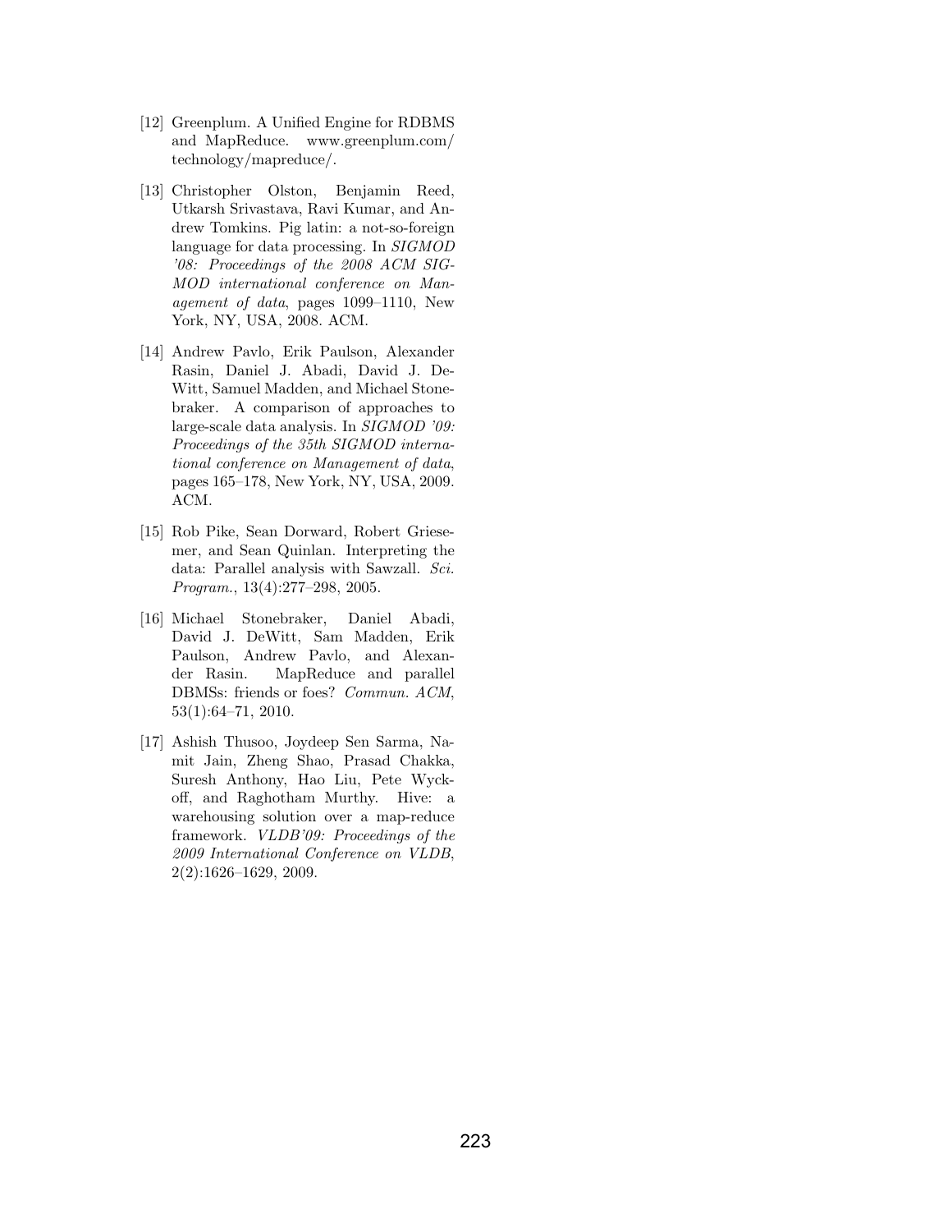[12] Greenplum. A Unified Engine for RDBMS and MapReduce. www.greenplum.com/technology/mapreduce/.

[13] Christopher Olston, Benjamin Reed, Utkarsh Srivastava, Ravi Kumar, and Andrew Tomkins. Pig latin: a not-so-foreign language for data processing. In *SIGMOD '08: Proceedings of the 2008 ACM SIGMOD international conference on Management of data*, pages 1099–1110, New York, NY, USA, 2008. ACM.

[14] Andrew Pavlo, Erik Paulson, Alexander Rasin, Daniel J. Abadi, David J. DeWitt, Samuel Madden, and Michael Stonebraker. A comparison of approaches to large-scale data analysis. In *SIGMOD '09: Proceedings of the 35th SIGMOD international conference on Management of data*, pages 165–178, New York, NY, USA, 2009. ACM.

[15] Rob Pike, Sean Dorward, Robert Griesemer, and Sean Quinlan. Interpreting the data: Parallel analysis with Sawzall. *Sci. Program.*, 13(4):277–298, 2005.

[16] Michael Stonebraker, Daniel Abadi, David J. DeWitt, Sam Madden, Erik Paulson, Andrew Pavlo, and Alexander Rasin. MapReduce and parallel DBMSs: friends or foes? *Commun. ACM*, 53(1):64–71, 2010.

[17] Ashish Thusoo, Joydeep Sen Sarma, Namit Jain, Zheng Shao, Prasad Chakka, Suresh Anthony, Hao Liu, Pete Wyckoff, and Raghotham Murthy. Hive: a warehousing solution over a map-reduce framework. *VLDB'09: Proceedings of the 2009 International Conference on VLDB*, 2(2):1626–1629, 2009.